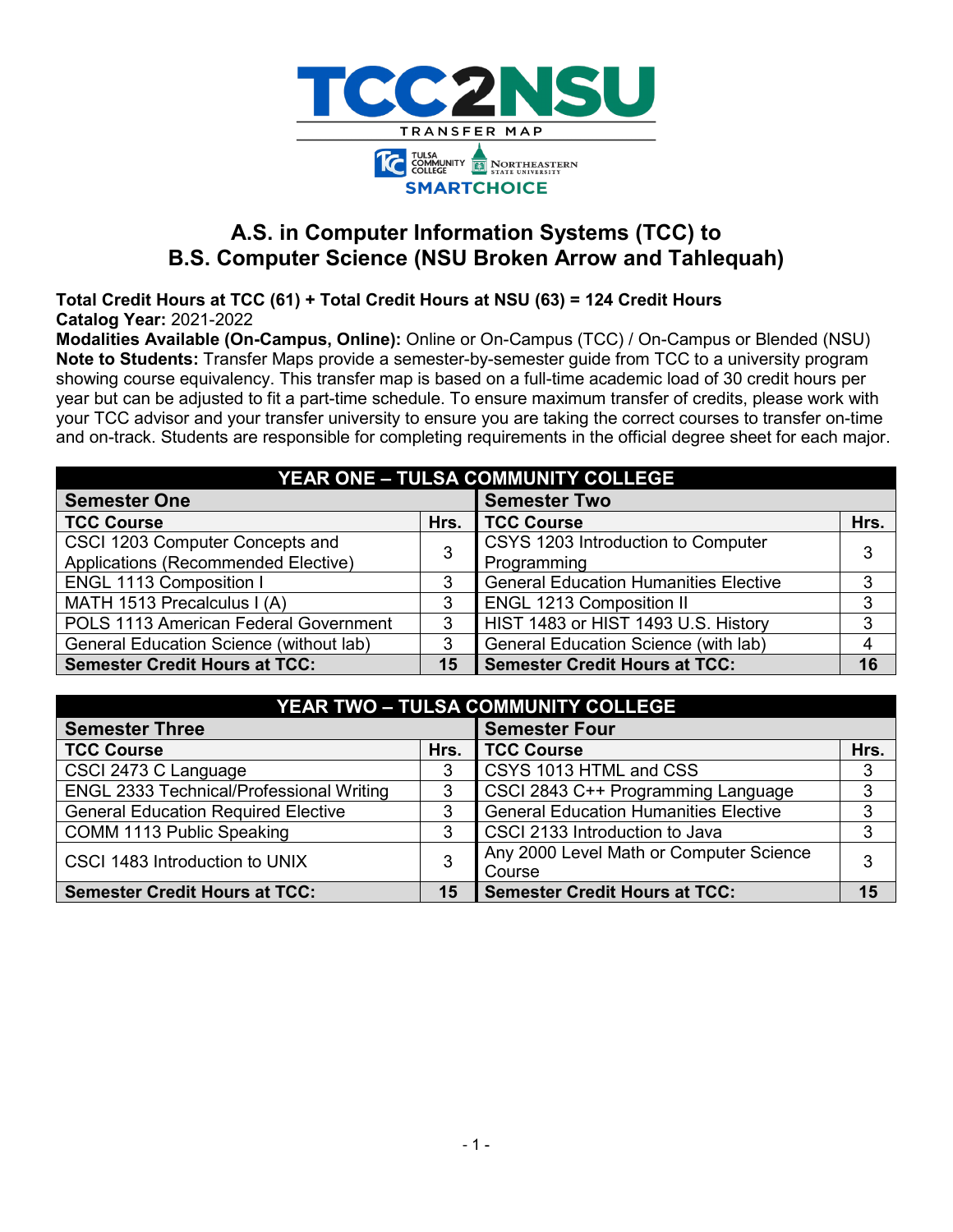# TCC2NSU

TRANSFER MAP

TULSA COMMUNITY COLLEGE | NORTHEASTERN STATE UNIVERSITY

SMARTCHOICE

## A.S. in Computer Information Systems (TCC) to B.S. Computer Science (NSU Broken Arrow and Tahlequah)

**Total Credit Hours at TCC (61) + Total Credit Hours at NSU (63) = 124 Credit Hours**
**Catalog Year:** 2021-2022
**Modalities Available (On-Campus, Online):** Online or On-Campus (TCC) / On-Campus or Blended (NSU)
**Note to Students:** Transfer Maps provide a semester-by-semester guide from TCC to a university program showing course equivalency. This transfer map is based on a full-time academic load of 30 credit hours per year but can be adjusted to fit a part-time schedule. To ensure maximum transfer of credits, please work with your TCC advisor and your transfer university to ensure you are taking the correct courses to transfer on-time and on-track. Students are responsible for completing requirements in the official degree sheet for each major.

| YEAR ONE – TULSA COMMUNITY COLLEGE | | | |
|---|---|---|---|
| **Semester One** | | **Semester Two** | |
| **TCC Course** | **Hrs.** | **TCC Course** | **Hrs.** |
| CSCI 1203 Computer Concepts and Applications (Recommended Elective) | 3 | CSYS 1203 Introduction to Computer Programming | 3 |
| ENGL 1113 Composition I | 3 | General Education Humanities Elective | 3 |
| MATH 1513 Precalculus I (A) | 3 | ENGL 1213 Composition II | 3 |
| POLS 1113 American Federal Government | 3 | HIST 1483 or HIST 1493 U.S. History | 3 |
| General Education Science (without lab) | 3 | General Education Science (with lab) | 4 |
| **Semester Credit Hours at TCC:** | **15** | **Semester Credit Hours at TCC:** | **16** |

| YEAR TWO – TULSA COMMUNITY COLLEGE | | | |
|---|---|---|---|
| **Semester Three** | | **Semester Four** | |
| **TCC Course** | **Hrs.** | **TCC Course** | **Hrs.** |
| CSCI 2473 C Language | 3 | CSYS 1013 HTML and CSS | 3 |
| ENGL 2333 Technical/Professional Writing | 3 | CSCI 2843 C++ Programming Language | 3 |
| General Education Required Elective | 3 | General Education Humanities Elective | 3 |
| COMM 1113 Public Speaking | 3 | CSCI 2133 Introduction to Java | 3 |
| CSCI 1483 Introduction to UNIX | 3 | Any 2000 Level Math or Computer Science Course | 3 |
| **Semester Credit Hours at TCC:** | **15** | **Semester Credit Hours at TCC:** | **15** |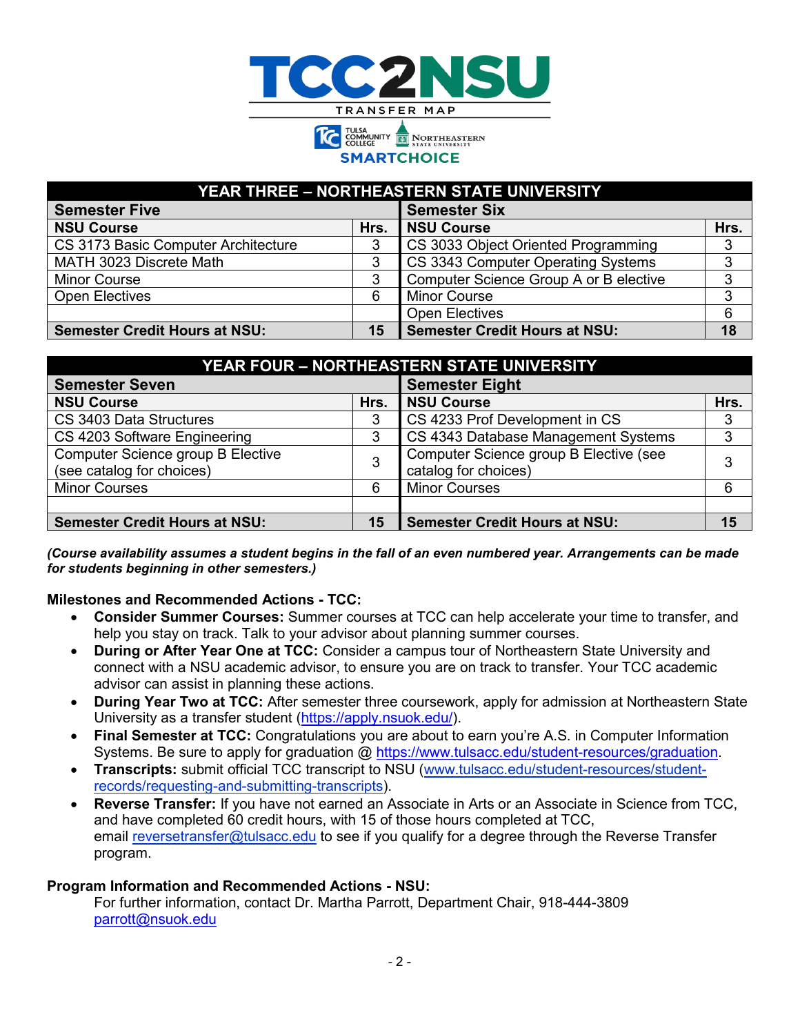# TCC2NSU

TRANSFER MAP

SMARTCHOICE

| YEAR THREE – NORTHEASTERN STATE UNIVERSITY | | | |
|---|---|---|---|
| **Semester Five** | | **Semester Six** | |
| **NSU Course** | **Hrs.** | **NSU Course** | **Hrs.** |
| CS 3173 Basic Computer Architecture | 3 | CS 3033 Object Oriented Programming | 3 |
| MATH 3023 Discrete Math | 3 | CS 3343 Computer Operating Systems | 3 |
| Minor Course | 3 | Computer Science Group A or B elective | 3 |
| Open Electives | 6 | Minor Course | 3 |
| | | Open Electives | 6 |
| **Semester Credit Hours at NSU:** | **15** | **Semester Credit Hours at NSU:** | **18** |

| YEAR FOUR – NORTHEASTERN STATE UNIVERSITY | | | |
|---|---|---|---|
| **Semester Seven** | | **Semester Eight** | |
| **NSU Course** | **Hrs.** | **NSU Course** | **Hrs.** |
| CS 3403 Data Structures | 3 | CS 4233 Prof Development in CS | 3 |
| CS 4203 Software Engineering | 3 | CS 4343 Database Management Systems | 3 |
| Computer Science group B Elective (see catalog for choices) | 3 | Computer Science group B Elective (see catalog for choices) | 3 |
| Minor Courses | 6 | Minor Courses | 6 |
| | | | |
| **Semester Credit Hours at NSU:** | **15** | **Semester Credit Hours at NSU:** | **15** |

***(Course availability assumes a student begins in the fall of an even numbered year. Arrangements can be made for students beginning in other semesters.)***

**Milestones and Recommended Actions - TCC:**

- **Consider Summer Courses:** Summer courses at TCC can help accelerate your time to transfer, and help you stay on track. Talk to your advisor about planning summer courses.
- **During or After Year One at TCC:** Consider a campus tour of Northeastern State University and connect with a NSU academic advisor, to ensure you are on track to transfer. Your TCC academic advisor can assist in planning these actions.
- **During Year Two at TCC:** After semester three coursework, apply for admission at Northeastern State University as a transfer student (https://apply.nsuok.edu/).
- **Final Semester at TCC:** Congratulations you are about to earn you're A.S. in Computer Information Systems. Be sure to apply for graduation @ https://www.tulsacc.edu/student-resources/graduation.
- **Transcripts:** submit official TCC transcript to NSU (www.tulsacc.edu/student-resources/student-records/requesting-and-submitting-transcripts).
- **Reverse Transfer:** If you have not earned an Associate in Arts or an Associate in Science from TCC, and have completed 60 credit hours, with 15 of those hours completed at TCC, email reversetransfer@tulsacc.edu to see if you qualify for a degree through the Reverse Transfer program.

**Program Information and Recommended Actions - NSU:**

For further information, contact Dr. Martha Parrott, Department Chair, 918-444-3809 parrott@nsuok.edu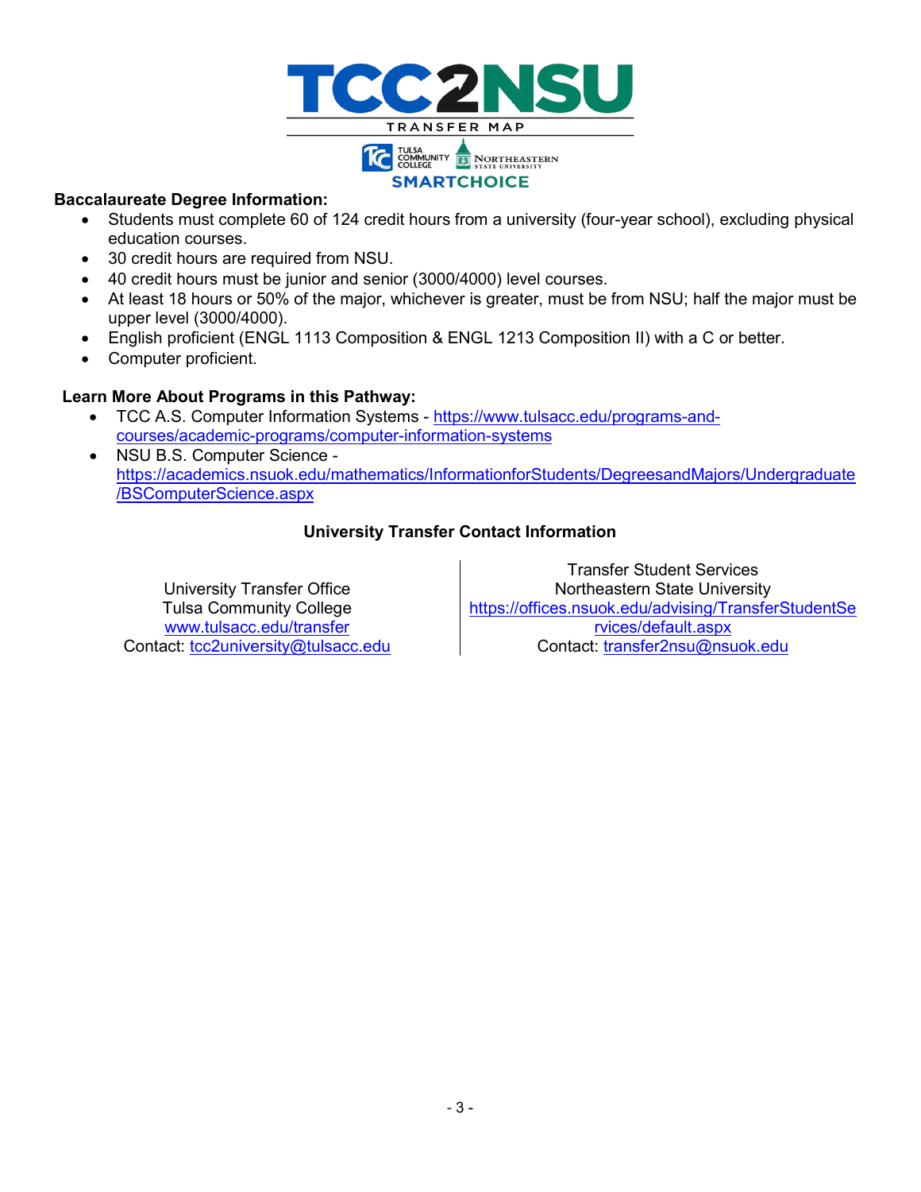# TCC2NSU

TRANSFER MAP

Tulsa Community College | Northeastern State University

SMARTCHOICE

**Baccalaureate Degree Information:**

- Students must complete 60 of 124 credit hours from a university (four-year school), excluding physical education courses.
- 30 credit hours are required from NSU.
- 40 credit hours must be junior and senior (3000/4000) level courses.
- At least 18 hours or 50% of the major, whichever is greater, must be from NSU; half the major must be upper level (3000/4000).
- English proficient (ENGL 1113 Composition & ENGL 1213 Composition II) with a C or better.
- Computer proficient.

**Learn More About Programs in this Pathway:**

- TCC A.S. Computer Information Systems - [https://www.tulsacc.edu/programs-and-courses/academic-programs/computer-information-systems](https://www.tulsacc.edu/programs-and-courses/academic-programs/computer-information-systems)
- NSU B.S. Computer Science - [https://academics.nsuok.edu/mathematics/InformationforStudents/DegreesandMajors/Undergraduate/BSComputerScience.aspx](https://academics.nsuok.edu/mathematics/InformationforStudents/DegreesandMajors/Undergraduate/BSComputerScience.aspx)

**University Transfer Contact Information**

University Transfer Office
Tulsa Community College
[www.tulsacc.edu/transfer](www.tulsacc.edu/transfer)
Contact: [tcc2university@tulsacc.edu](mailto:tcc2university@tulsacc.edu)

Transfer Student Services
Northeastern State University
[https://offices.nsuok.edu/advising/TransferStudentServices/default.aspx](https://offices.nsuok.edu/advising/TransferStudentServices/default.aspx)
Contact: [transfer2nsu@nsuok.edu](mailto:transfer2nsu@nsuok.edu)